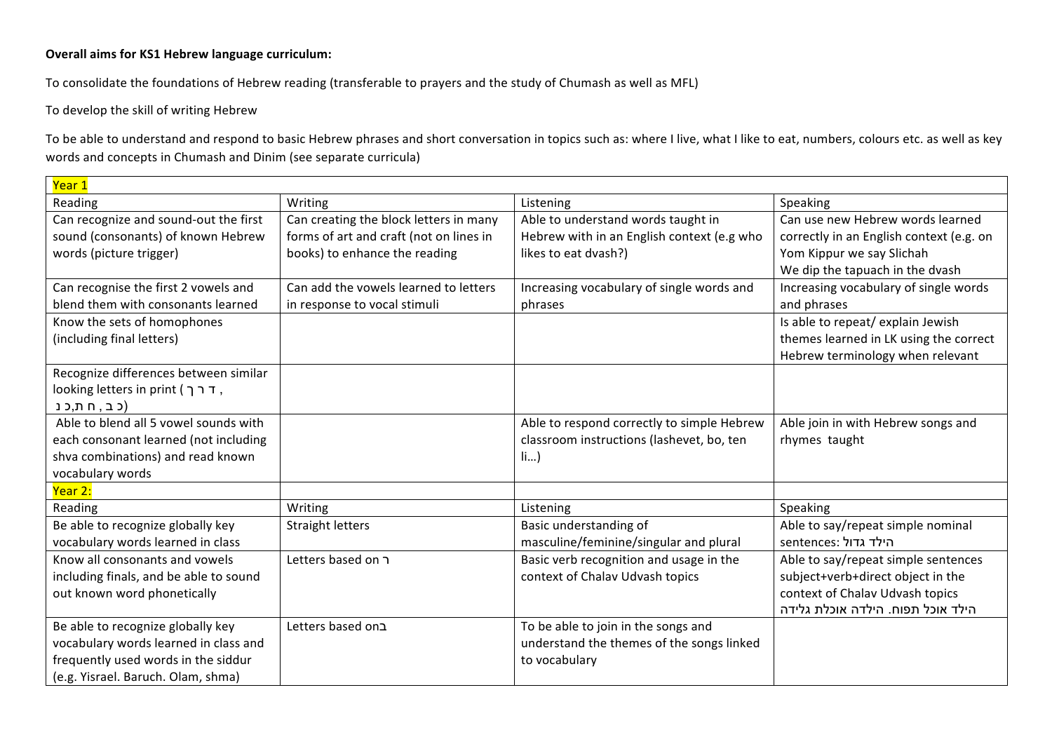**Overall aims for KS1 Hebrew language curriculum:**

To consolidate the foundations of Hebrew reading (transferable to prayers and the study of Chumash as well as MFL)

To develop the skill of writing Hebrew

To be able to understand and respond to basic Hebrew phrases and short conversation in topics such as: where I live, what I like to eat, numbers, colours etc. as well as key words and concepts in Chumash and Dinim (see separate curricula)

| Year 1 | | | |
|---|---|---|---|
| Reading | Writing | Listening | Speaking |
| Can recognize and sound-out the first sound (consonants) of known Hebrew words (picture trigger) | Can creating the block letters in many forms of art and craft (not on lines in books) to enhance the reading | Able to understand words taught in Hebrew with in an English context (e.g who likes to eat dvash?) | Can use new Hebrew words learned correctly in an English context (e.g. on Yom Kippur we say Slichah We dip the tapuach in the dvash |
| Can recognise the first 2 vowels and blend them with consonants learned | Can add the vowels learned to letters in response to vocal stimuli | Increasing vocabulary of single words and phrases | Increasing vocabulary of single words and phrases |
| Know the sets of homophones (including final letters) | | | Is able to repeat/ explain Jewish themes learned in LK using the correct Hebrew terminology when relevant |
| Recognize differences between similar looking letters in print ( ד ר ך , כ ב , ח ת,כ נ) | | | |
| Able to blend all 5 vowel sounds with each consonant learned (not including shva combinations) and read known vocabulary words | | Able to respond correctly to simple Hebrew classroom instructions (lashevet, bo, ten li…) | Able join in with Hebrew songs and rhymes taught |
| Year 2: | | | |
| Reading | Writing | Listening | Speaking |
| Be able to recognize globally key vocabulary words learned in class | Straight letters | Basic understanding of masculine/feminine/singular and plural | Able to say/repeat simple nominal sentences: הילד גדול |
| Know all consonants and vowels including finals, and be able to sound out known word phonetically | Letters based on ר | Basic verb recognition and usage in the context of Chalav Udvash topics | Able to say/repeat simple sentences subject+verb+direct object in the context of Chalav Udvash topics הילד אוכל תפוח. הילדה אוכלת גלידה |
| Be able to recognize globally key vocabulary words learned in class and frequently used words in the siddur (e.g. Yisrael. Baruch. Olam, shma) | Letters based onב | To be able to join in the songs and understand the themes of the songs linked to vocabulary | |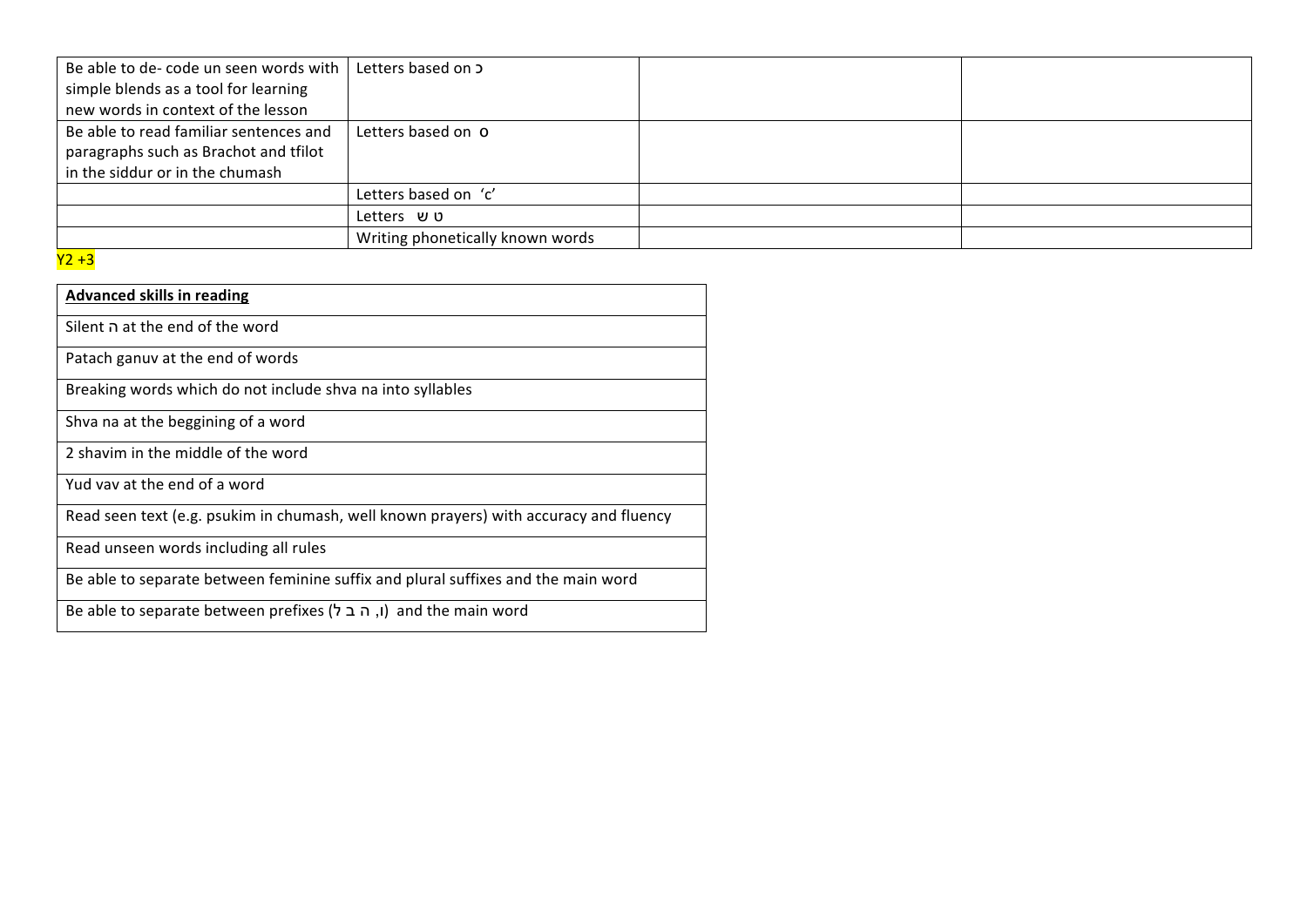| Be able to de- code un seen words with simple blends as a tool for learning new words in context of the lesson | Letters based on כ | | |
|---|---|---|---|
| Be able to read familiar sentences and paragraphs such as Brachot and tfilot in the siddur or in the chumash | Letters based on ס | | |
| | Letters based on 'c' | | |
| | Letters ט ש | | |
| | Writing phonetically known words | | |

Y2 +3

| **Advanced skills in reading** |
|---|
| Silent ה at the end of the word |
| Patach ganuv at the end of words |
| Breaking words which do not include shva na into syllables |
| Shva na at the beggining of a word |
| 2 shavim in the middle of the word |
| Yud vav at the end of a word |
| Read seen text (e.g. psukim in chumash, well known prayers) with accuracy and fluency |
| Read unseen words including all rules |
| Be able to separate between feminine suffix and plural suffixes and the main word |
| Be able to separate between prefixes (ו, ה ב ל) and the main word |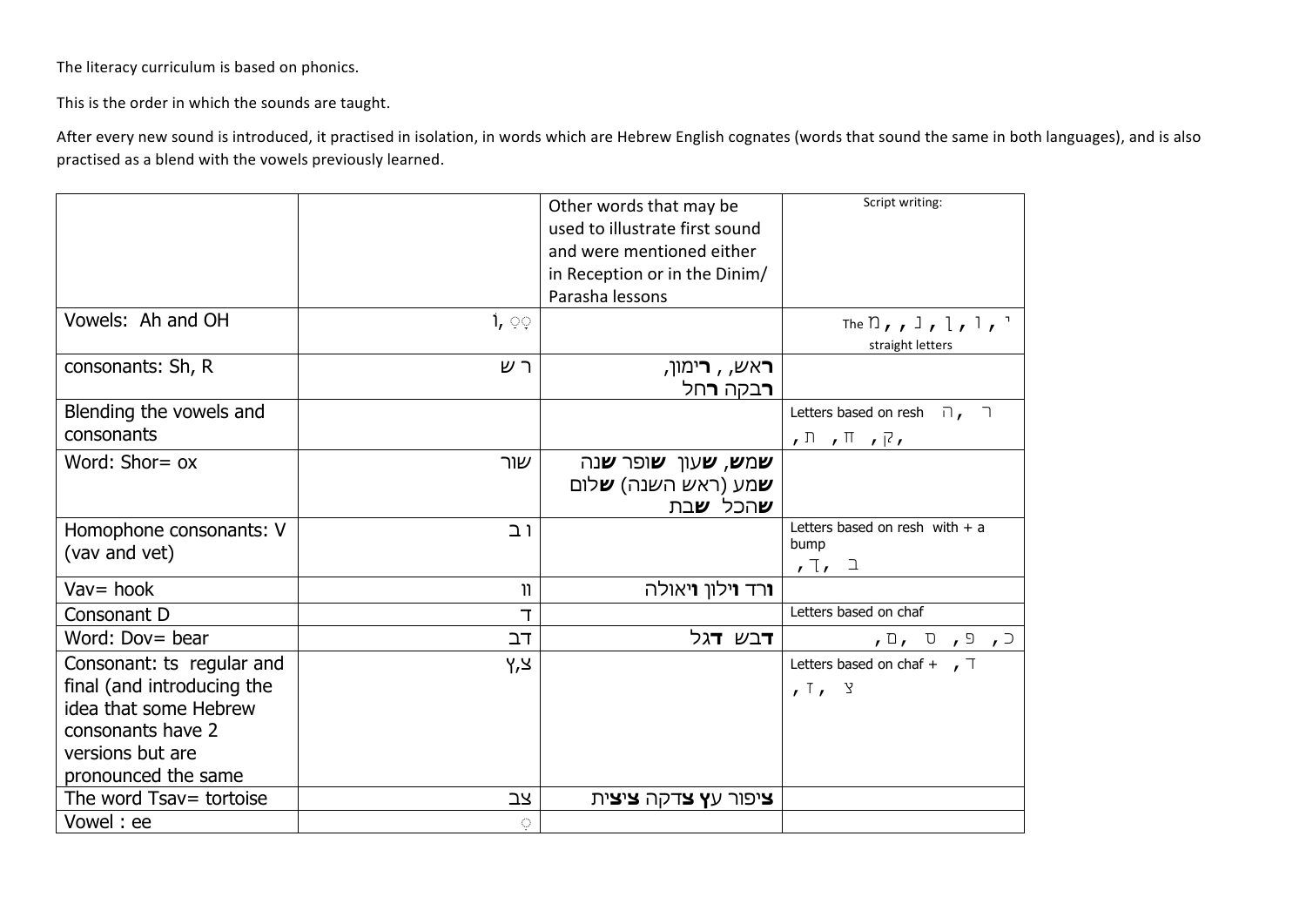The literacy curriculum is based on phonics.

This is the order in which the sounds are taught.

After every new sound is introduced, it practised in isolation, in words which are Hebrew English cognates (words that sound the same in both languages), and is also practised as a blend with the vowels previously learned.

| | | Other words that may be used to illustrate first sound and were mentioned either in Reception or in the Dinim/ Parasha lessons | Script writing: |
|---|---|---|---|
| Vowels: Ah and OH | וֹ, ◌ָ◌ַ | | The ן, ו, ן, נ, , מ ,י straight letters |
| consonants: Sh, R | ר ש | **ר**אש, , **ר**ימון, **ר**בקה **ר**חל | |
| Blending the vowels and consonants | | | Letters based on resh ה, ר ,ק, ח, ת, |
| Word: Shor= ox | שור | **ש**מ**ש**, **ש**עון **ש**ופר **ש**נה **ש**מע (ראש השנה) **ש**לום **ש**הכל **ש**בת | |
| Homophone consonants: V (vav and vet) | ו ב | | Letters based on resh with + a bump ב ,ך, |
| Vav= hook | וו | **ו**רד **ו**ילון **ו**יאולה | |
| Consonant D | ד | | Letters based on chaf |
| Word: Dov= bear | דב | **ד**בש **ד**גל | כ, פ, ס ,ם, |
| Consonant: ts regular and final (and introducing the idea that some Hebrew consonants have 2 versions but are pronounced the same | צ,ץ | | Letters based on chaf + ד , צ ,ז, |
| The word Tsav= tortoise | צב | **צ**יפור ע**ץ** **צ**דקה **צ**י**צ**ית | |
| Vowel : ee | ◌ִ | | |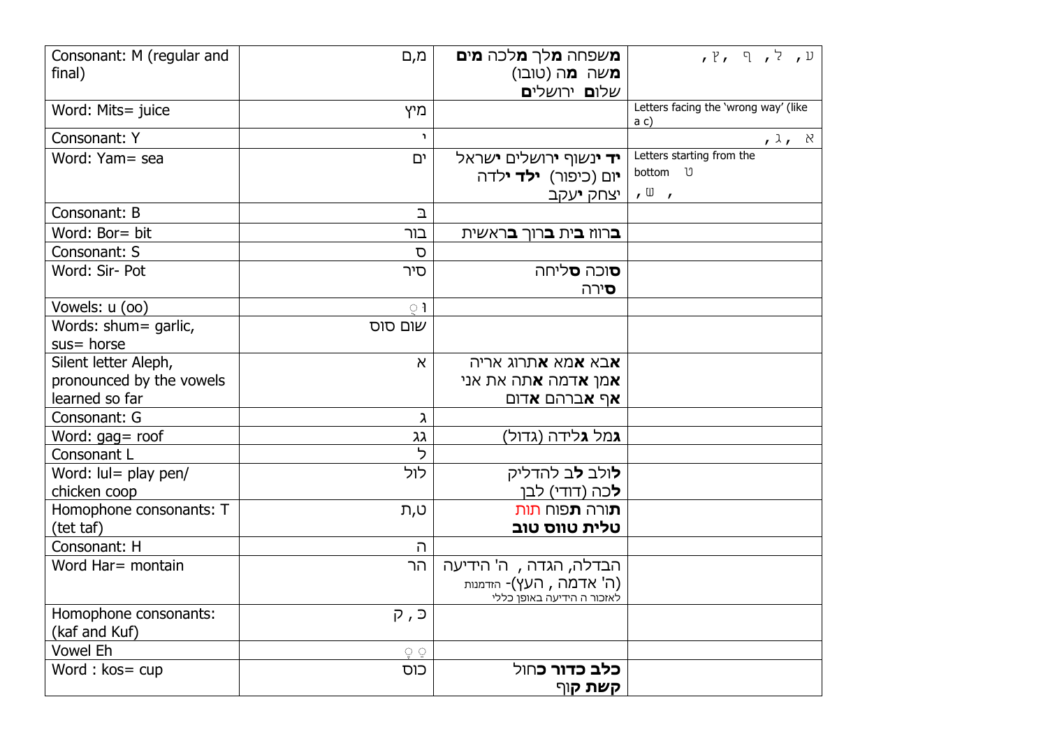| Consonant: M (regular and final) | מ,ם | **מ**שפחה **מ**לך **מ**לכה **מים** **מ**שה **מ**ה (טובו) שלו**ם** ירושלי**ם** | ע, ל, ף, ץ, |
|---|---|---|---|
| Word: Mits= juice | מיץ | | Letters facing the 'wrong way' (like a c) |
| Consonant: Y | י | | א, ג, |
| Word: Yam= sea | ים | **יד י**נשוף **י**רושלים **י**שראל **י**ום (כיפור) **ילד י**לדה **י**צחק **י**עקב | Letters starting from the bottom ט ש , , |
| Consonant: B | ב | | |
| Word: Bor= bit | בור | **ב**רווז **ב**ית **ב**רוך **ב**ראשית | |
| Consonant: S | ס | | |
| Word: Sir- Pot | סיר | **ס**וכה **ס**ליחה **ס**ירה | |
| Vowels: u (oo) | וּ ֻ | | |
| Words: shum= garlic, sus= horse | שום סוס | | |
| Silent letter Aleph, pronounced by the vowels learned so far | א | **א**בא **א**מא **א**תרוג אריה **א**מן **א**דמה **א**תה את אני **א**ף **א**ברהם **א**דום | |
| Consonant: G | ג | | |
| Word: gag= roof | גג | **ג**מל **ג**לידה (גדול) | |
| Consonant L | ל | | |
| Word: lul= play pen/ chicken coop | לול | **ל**ולב **ל**ב להדליק **ל**כה (דודי) לבן | |
| Homophone consonants: T (tet taf) | ט,ת | **ת**ורה **ת**פוח תות **טלית טווס טוב** | |
| Consonant: H | ה | | |
| Word Har= montain | הר | הבדלה, הגדה , ה' הידיעה (ה' אדמה , העץ)- הזדמנות לאזכור ה הידיעה באופן כללי | |
| Homophone consonants: (kaf and Kuf) | כּ , ק | | |
| Vowel Eh | ֶ ֵ | | |
| Word : kos= cup | כוס | **כלב כדור כ**חול **קשת ק**וף | |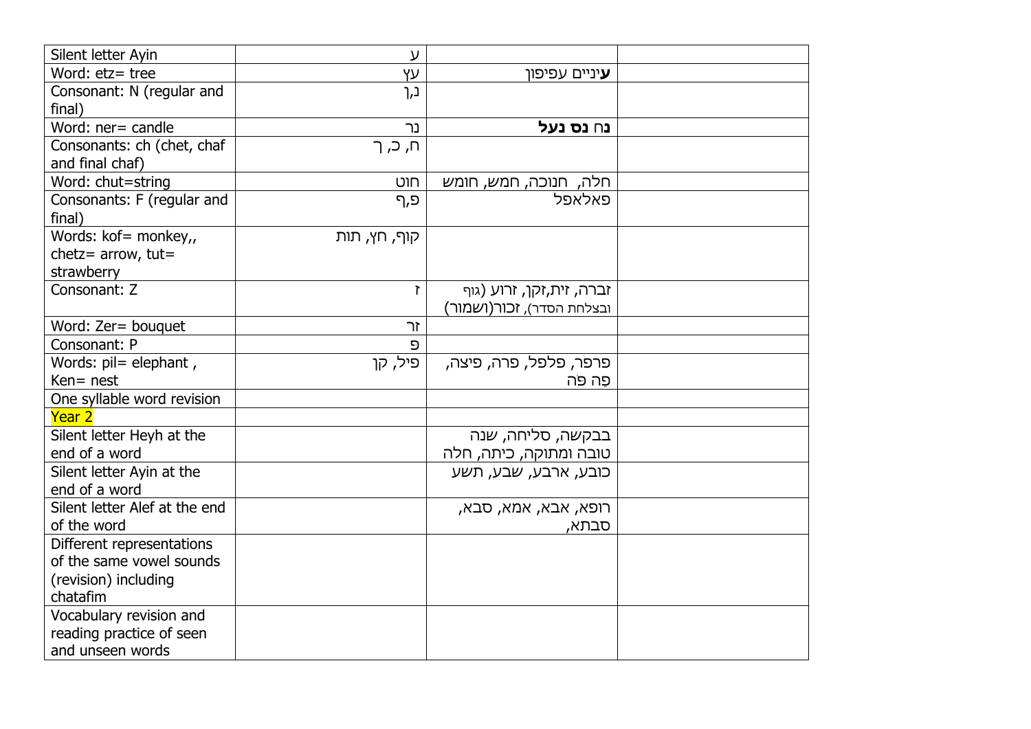| Silent letter Ayin | ע | | |
|---|---|---|---|
| Word: etz= tree | עץ | **ע**יניים עפיפון | |
| Consonant: N (regular and final) | נ,ן | | |
| Word: ner= candle | נר | **נ**ח **נס נעל** | |
| Consonants: ch (chet, chaf and final chaf) | ח, כ, ך | | |
| Word: chut=string | חוט | חלה, חנוכה, חמש, חומש | |
| Consonants: F (regular and final) | פ,ף | פאלאפל | |
| Words: kof= monkey,, chetz= arrow, tut= strawberry | קוף, חץ, תות | | |
| Consonant: Z | ז | זברה, זית,זקן, זרוע (גוף ובצלחת הסדר), זכור(ושמור) | |
| Word: Zer= bouquet | זר | | |
| Consonant: P | פ | | |
| Words: pil= elephant , Ken= nest | פיל, קן | פרפר, פלפל, פרה, פיצה, פֶה פה | |
| One syllable word revision | | | |
| Year 2 | | | |
| Silent letter Heyh at the end of a word | | בבקשה, סליחה, שנה טובה ומתוקה, כיתה, חלה | |
| Silent letter Ayin at the end of a word | | כובע, ארבע, שבע, תשע | |
| Silent letter Alef at the end of the word | | רופא, אבא, אמא, סבא, סבתא, | |
| Different representations of the same vowel sounds (revision) including chatafim | | | |
| Vocabulary revision and reading practice of seen and unseen words | | | |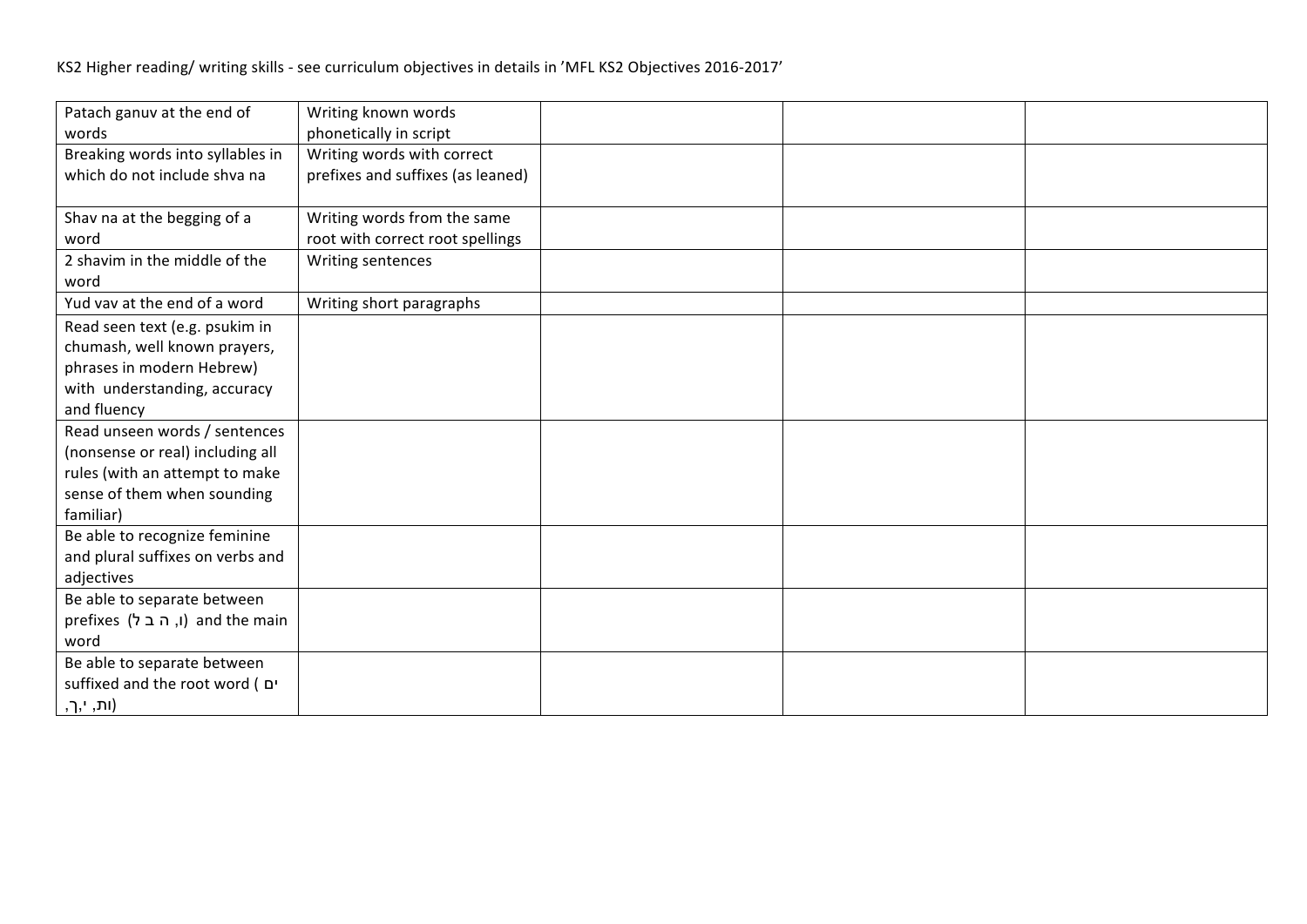KS2 Higher reading/ writing skills - see curriculum objectives in details in 'MFL KS2 Objectives 2016-2017'

| | | | | |
|---|---|---|---|---|
| Patach ganuv at the end of words | Writing known words phonetically in script | | | |
| Breaking words into syllables in which do not include shva na | Writing words with correct prefixes and suffixes (as leaned) | | | |
| Shav na at the begging of a word | Writing words from the same root with correct root spellings | | | |
| 2 shavim in the middle of the word | Writing sentences | | | |
| Yud vav at the end of a word | Writing short paragraphs | | | |
| Read seen text (e.g. psukim in chumash, well known prayers, phrases in modern Hebrew) with understanding, accuracy and fluency | | | | |
| Read unseen words / sentences (nonsense or real) including all rules (with an attempt to make sense of them when sounding familiar) | | | | |
| Be able to recognize feminine and plural suffixes on verbs and adjectives | | | | |
| Be able to separate between prefixes (ו, ה ב ל) and the main word | | | | |
| Be able to separate between suffixed and the root word ( ים ,ות, י,ך) | | | | |